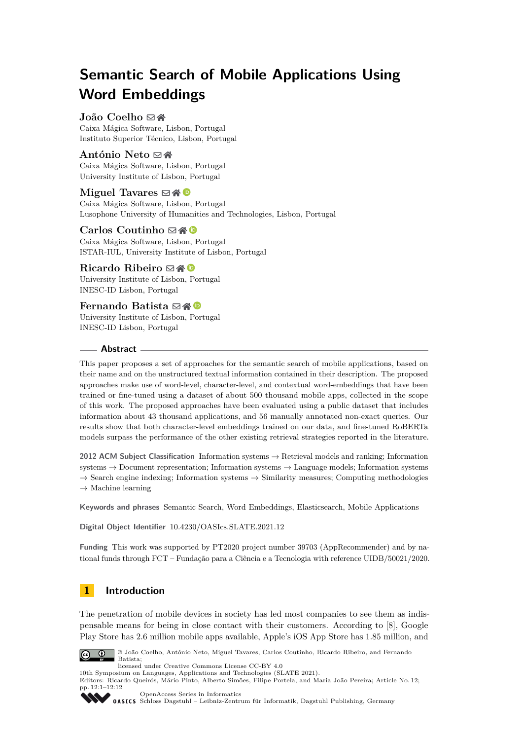# Semantic Search of Mobile Applications Using Word Embeddings

**João Coelho**
Caixa Mágica Software, Lisbon, Portugal
Instituto Superior Técnico, Lisbon, Portugal

**António Neto**
Caixa Mágica Software, Lisbon, Portugal
University Institute of Lisbon, Portugal

**Miguel Tavares**
Caixa Mágica Software, Lisbon, Portugal
Lusophone University of Humanities and Technologies, Lisbon, Portugal

**Carlos Coutinho**
Caixa Mágica Software, Lisbon, Portugal
ISTAR-IUL, University Institute of Lisbon, Portugal

**Ricardo Ribeiro**
University Institute of Lisbon, Portugal
INESC-ID Lisbon, Portugal

**Fernando Batista**
University Institute of Lisbon, Portugal
INESC-ID Lisbon, Portugal

## Abstract

This paper proposes a set of approaches for the semantic search of mobile applications, based on their name and on the unstructured textual information contained in their description. The proposed approaches make use of word-level, character-level, and contextual word-embeddings that have been trained or fine-tuned using a dataset of about 500 thousand mobile apps, collected in the scope of this work. The proposed approaches have been evaluated using a public dataset that includes information about 43 thousand applications, and 56 manually annotated non-exact queries. Our results show that both character-level embeddings trained on our data, and fine-tuned RoBERTa models surpass the performance of the other existing retrieval strategies reported in the literature.

**2012 ACM Subject Classification** Information systems → Retrieval models and ranking; Information systems → Document representation; Information systems → Language models; Information systems → Search engine indexing; Information systems → Similarity measures; Computing methodologies → Machine learning

**Keywords and phrases** Semantic Search, Word Embeddings, Elasticsearch, Mobile Applications

**Digital Object Identifier** 10.4230/OASIcs.SLATE.2021.12

**Funding** This work was supported by PT2020 project number 39703 (AppRecommender) and by national funds through FCT – Fundação para a Ciência e a Tecnologia with reference UIDB/50021/2020.

## 1 Introduction

The penetration of mobile devices in society has led most companies to see them as indispensable means for being in close contact with their customers. According to [8], Google Play Store has 2.6 million mobile apps available, Apple's iOS App Store has 1.85 million, and

© João Coelho, António Neto, Miguel Tavares, Carlos Coutinho, Ricardo Ribeiro, and Fernando Batista;
licensed under Creative Commons License CC-BY 4.0
10th Symposium on Languages, Applications and Technologies (SLATE 2021).
Editors: Ricardo Queirós, Mário Pinto, Alberto Simões, Filipe Portela, and Maria João Pereira; Article No. 12; pp. 12:1–12:12
OpenAccess Series in Informatics
Schloss Dagstuhl – Leibniz-Zentrum für Informatik, Dagstuhl Publishing, Germany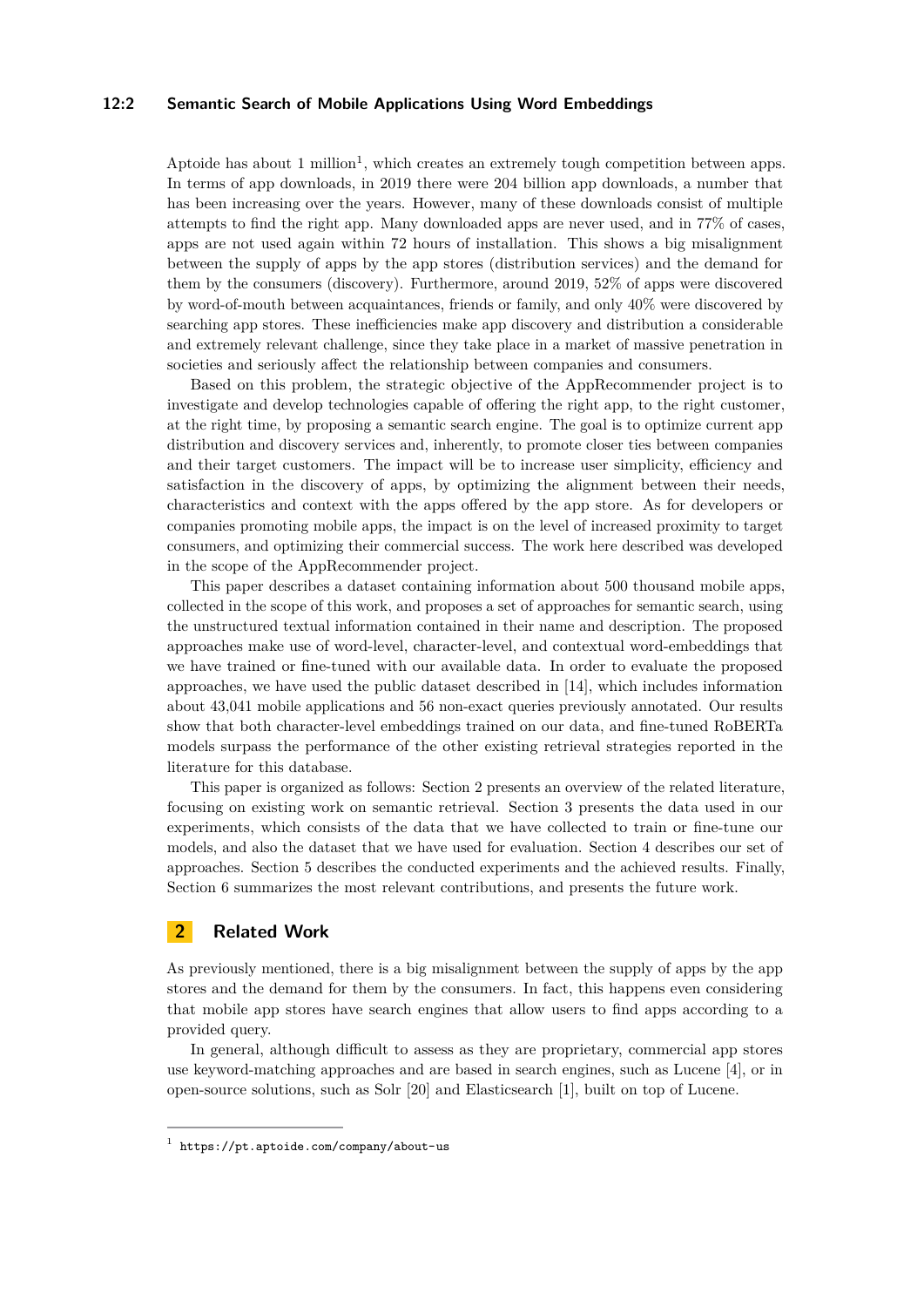Aptoide has about 1 million[1], which creates an extremely tough competition between apps. In terms of app downloads, in 2019 there were 204 billion app downloads, a number that has been increasing over the years. However, many of these downloads consist of multiple attempts to find the right app. Many downloaded apps are never used, and in 77% of cases, apps are not used again within 72 hours of installation. This shows a big misalignment between the supply of apps by the app stores (distribution services) and the demand for them by the consumers (discovery). Furthermore, around 2019, 52% of apps were discovered by word-of-mouth between acquaintances, friends or family, and only 40% were discovered by searching app stores. These inefficiencies make app discovery and distribution a considerable and extremely relevant challenge, since they take place in a market of massive penetration in societies and seriously affect the relationship between companies and consumers.

Based on this problem, the strategic objective of the AppRecommender project is to investigate and develop technologies capable of offering the right app, to the right customer, at the right time, by proposing a semantic search engine. The goal is to optimize current app distribution and discovery services and, inherently, to promote closer ties between companies and their target customers. The impact will be to increase user simplicity, efficiency and satisfaction in the discovery of apps, by optimizing the alignment between their needs, characteristics and context with the apps offered by the app store. As for developers or companies promoting mobile apps, the impact is on the level of increased proximity to target consumers, and optimizing their commercial success. The work here described was developed in the scope of the AppRecommender project.

This paper describes a dataset containing information about 500 thousand mobile apps, collected in the scope of this work, and proposes a set of approaches for semantic search, using the unstructured textual information contained in their name and description. The proposed approaches make use of word-level, character-level, and contextual word-embeddings that we have trained or fine-tuned with our available data. In order to evaluate the proposed approaches, we have used the public dataset described in [14], which includes information about 43,041 mobile applications and 56 non-exact queries previously annotated. Our results show that both character-level embeddings trained on our data, and fine-tuned RoBERTa models surpass the performance of the other existing retrieval strategies reported in the literature for this database.

This paper is organized as follows: Section 2 presents an overview of the related literature, focusing on existing work on semantic retrieval. Section 3 presents the data used in our experiments, which consists of the data that we have collected to train or fine-tune our models, and also the dataset that we have used for evaluation. Section 4 describes our set of approaches. Section 5 describes the conducted experiments and the achieved results. Finally, Section 6 summarizes the most relevant contributions, and presents the future work.

## 2 Related Work

As previously mentioned, there is a big misalignment between the supply of apps by the app stores and the demand for them by the consumers. In fact, this happens even considering that mobile app stores have search engines that allow users to find apps according to a provided query.

In general, although difficult to assess as they are proprietary, commercial app stores use keyword-matching approaches and are based in search engines, such as Lucene [4], or in open-source solutions, such as Solr [20] and Elasticsearch [1], built on top of Lucene.

[1] https://pt.aptoide.com/company/about-us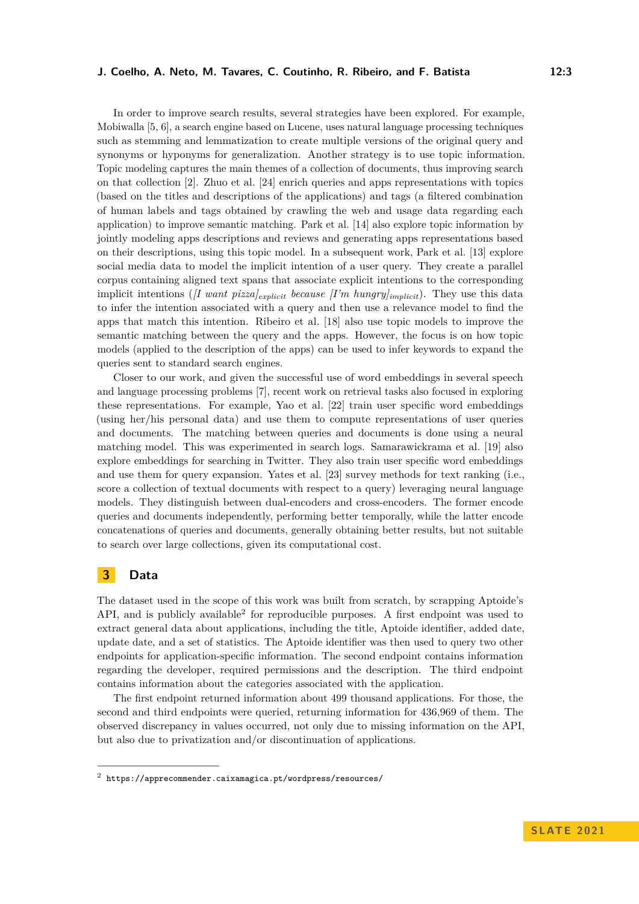In order to improve search results, several strategies have been explored. For example, Mobiwalla [5, 6], a search engine based on Lucene, uses natural language processing techniques such as stemming and lemmatization to create multiple versions of the original query and synonyms or hyponyms for generalization. Another strategy is to use topic information. Topic modeling captures the main themes of a collection of documents, thus improving search on that collection [2]. Zhuo et al. [24] enrich queries and apps representations with topics (based on the titles and descriptions of the applications) and tags (a filtered combination of human labels and tags obtained by crawling the web and usage data regarding each application) to improve semantic matching. Park et al. [14] also explore topic information by jointly modeling apps descriptions and reviews and generating apps representations based on their descriptions, using this topic model. In a subsequent work, Park et al. [13] explore social media data to model the implicit intention of a user query. They create a parallel corpus containing aligned text spans that associate explicit intentions to the corresponding implicit intentions ($[$*I want pizza*$]_{explicit}$ *because* $[$*I'm hungry*$]_{implicit}$). They use this data to infer the intention associated with a query and then use a relevance model to find the apps that match this intention. Ribeiro et al. [18] also use topic models to improve the semantic matching between the query and the apps. However, the focus is on how topic models (applied to the description of the apps) can be used to infer keywords to expand the queries sent to standard search engines.

Closer to our work, and given the successful use of word embeddings in several speech and language processing problems [7], recent work on retrieval tasks also focused in exploring these representations. For example, Yao et al. [22] train user specific word embeddings (using her/his personal data) and use them to compute representations of user queries and documents. The matching between queries and documents is done using a neural matching model. This was experimented in search logs. Samarawickrama et al. [19] also explore embeddings for searching in Twitter. They also train user specific word embeddings and use them for query expansion. Yates et al. [23] survey methods for text ranking (i.e., score a collection of textual documents with respect to a query) leveraging neural language models. They distinguish between dual-encoders and cross-encoders. The former encode queries and documents independently, performing better temporally, while the latter encode concatenations of queries and documents, generally obtaining better results, but not suitable to search over large collections, given its computational cost.

# 3 Data

The dataset used in the scope of this work was built from scratch, by scrapping Aptoide's API, and is publicly available[2] for reproducible purposes. A first endpoint was used to extract general data about applications, including the title, Aptoide identifier, added date, update date, and a set of statistics. The Aptoide identifier was then used to query two other endpoints for application-specific information. The second endpoint contains information regarding the developer, required permissions and the description. The third endpoint contains information about the categories associated with the application.

The first endpoint returned information about 499 thousand applications. For those, the second and third endpoints were queried, returning information for 436,969 of them. The observed discrepancy in values occurred, not only due to missing information on the API, but also due to privatization and/or discontinuation of applications.

[2] https://apprecommender.caixamagica.pt/wordpress/resources/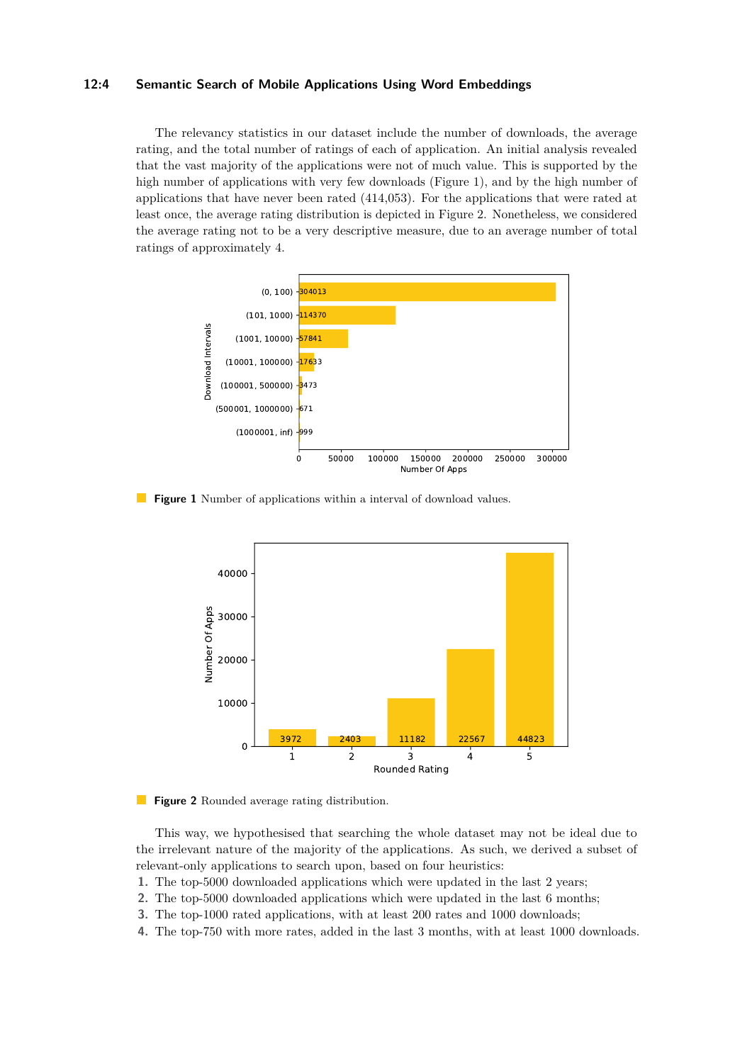The relevancy statistics in our dataset include the number of downloads, the average rating, and the total number of ratings of each of application. An initial analysis revealed that the vast majority of the applications were not of much value. This is supported by the high number of applications with very few downloads (Figure 1), and by the high number of applications that have never been rated (414,053). For the applications that were rated at least once, the average rating distribution is depicted in Figure 2. Nonetheless, we considered the average rating not to be a very descriptive measure, due to an average number of total ratings of approximately 4.

**Figure 1** Number of applications within a interval of download values.

**Figure 2** Rounded average rating distribution.

This way, we hypothesised that searching the whole dataset may not be ideal due to the irrelevant nature of the majority of the applications. As such, we derived a subset of relevant-only applications to search upon, based on four heuristics:

1. The top-5000 downloaded applications which were updated in the last 2 years;
2. The top-5000 downloaded applications which were updated in the last 6 months;
3. The top-1000 rated applications, with at least 200 rates and 1000 downloads;
4. The top-750 with more rates, added in the last 3 months, with at least 1000 downloads.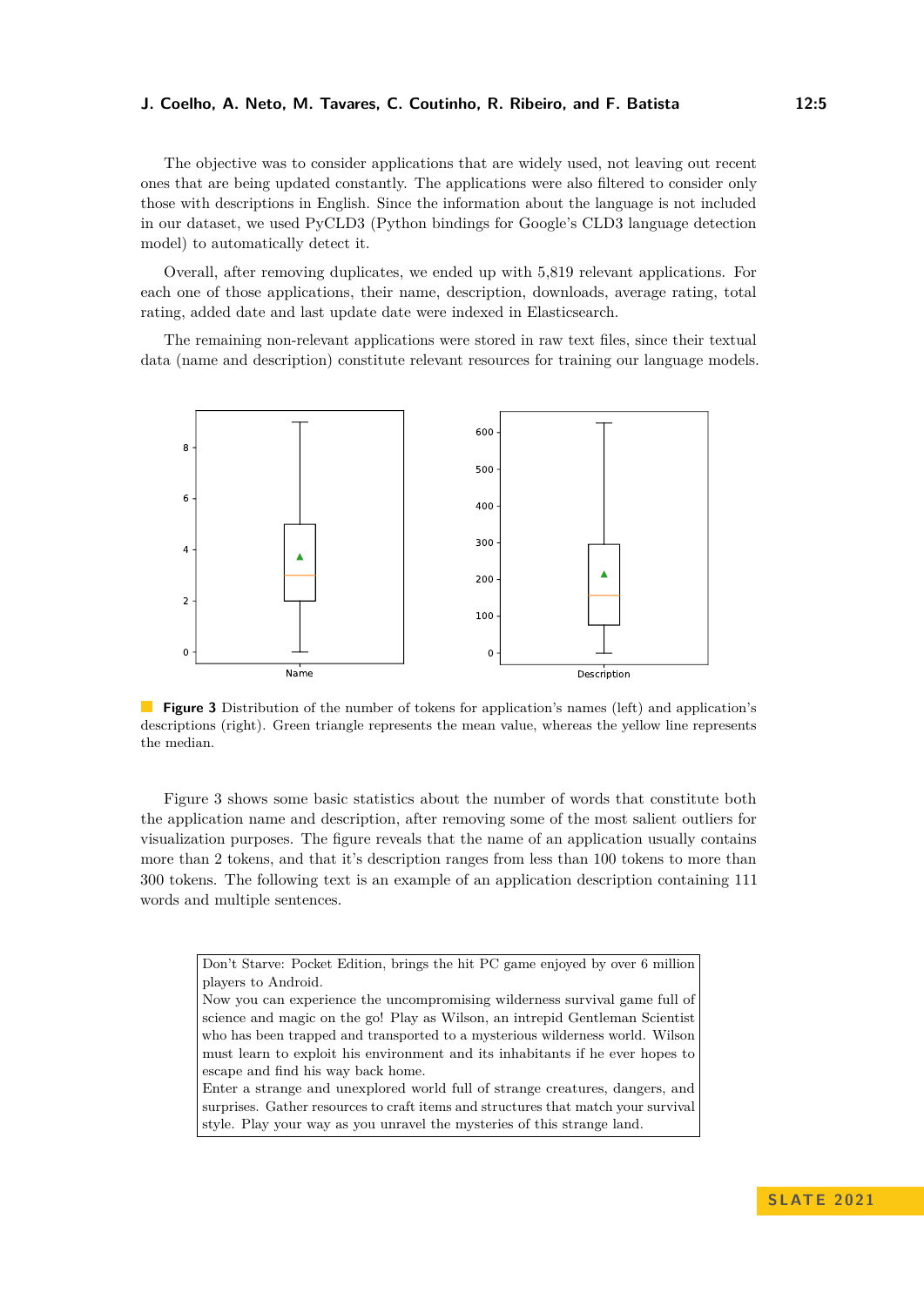The objective was to consider applications that are widely used, not leaving out recent ones that are being updated constantly. The applications were also filtered to consider only those with descriptions in English. Since the information about the language is not included in our dataset, we used PyCLD3 (Python bindings for Google's CLD3 language detection model) to automatically detect it.

Overall, after removing duplicates, we ended up with 5,819 relevant applications. For each one of those applications, their name, description, downloads, average rating, total rating, added date and last update date were indexed in Elasticsearch.

The remaining non-relevant applications were stored in raw text files, since their textual data (name and description) constitute relevant resources for training our language models.

**Figure 3** Distribution of the number of tokens for application's names (left) and application's descriptions (right). Green triangle represents the mean value, whereas the yellow line represents the median.

Figure 3 shows some basic statistics about the number of words that constitute both the application name and description, after removing some of the most salient outliers for visualization purposes. The figure reveals that the name of an application usually contains more than 2 tokens, and that it's description ranges from less than 100 tokens to more than 300 tokens. The following text is an example of an application description containing 111 words and multiple sentences.

> Don't Starve: Pocket Edition, brings the hit PC game enjoyed by over 6 million players to Android.
> Now you can experience the uncompromising wilderness survival game full of science and magic on the go! Play as Wilson, an intrepid Gentleman Scientist who has been trapped and transported to a mysterious wilderness world. Wilson must learn to exploit his environment and its inhabitants if he ever hopes to escape and find his way back home.
> Enter a strange and unexplored world full of strange creatures, dangers, and surprises. Gather resources to craft items and structures that match your survival style. Play your way as you unravel the mysteries of this strange land.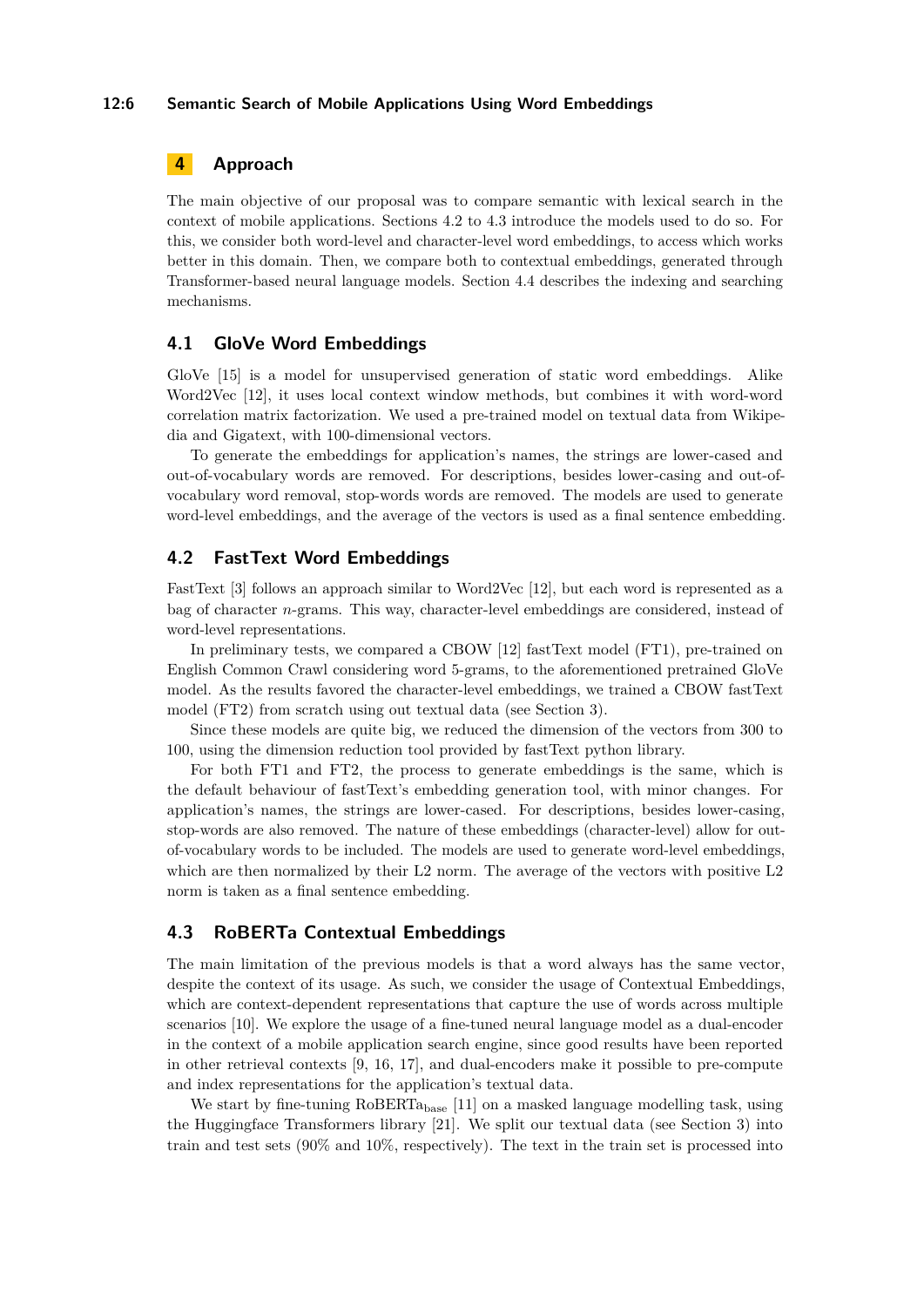## 4 Approach

The main objective of our proposal was to compare semantic with lexical search in the context of mobile applications. Sections 4.2 to 4.3 introduce the models used to do so. For this, we consider both word-level and character-level word embeddings, to access which works better in this domain. Then, we compare both to contextual embeddings, generated through Transformer-based neural language models. Section 4.4 describes the indexing and searching mechanisms.

### 4.1 GloVe Word Embeddings

GloVe [15] is a model for unsupervised generation of static word embeddings. Alike Word2Vec [12], it uses local context window methods, but combines it with word-word correlation matrix factorization. We used a pre-trained model on textual data from Wikipedia and Gigatext, with 100-dimensional vectors.

To generate the embeddings for application's names, the strings are lower-cased and out-of-vocabulary words are removed. For descriptions, besides lower-casing and out-of-vocabulary word removal, stop-words words are removed. The models are used to generate word-level embeddings, and the average of the vectors is used as a final sentence embedding.

### 4.2 FastText Word Embeddings

FastText [3] follows an approach similar to Word2Vec [12], but each word is represented as a bag of character *n*-grams. This way, character-level embeddings are considered, instead of word-level representations.

In preliminary tests, we compared a CBOW [12] fastText model (FT1), pre-trained on English Common Crawl considering word 5-grams, to the aforementioned pretrained GloVe model. As the results favored the character-level embeddings, we trained a CBOW fastText model (FT2) from scratch using out textual data (see Section 3).

Since these models are quite big, we reduced the dimension of the vectors from 300 to 100, using the dimension reduction tool provided by fastText python library.

For both FT1 and FT2, the process to generate embeddings is the same, which is the default behaviour of fastText's embedding generation tool, with minor changes. For application's names, the strings are lower-cased. For descriptions, besides lower-casing, stop-words are also removed. The nature of these embeddings (character-level) allow for out-of-vocabulary words to be included. The models are used to generate word-level embeddings, which are then normalized by their L2 norm. The average of the vectors with positive L2 norm is taken as a final sentence embedding.

### 4.3 RoBERTa Contextual Embeddings

The main limitation of the previous models is that a word always has the same vector, despite the context of its usage. As such, we consider the usage of Contextual Embeddings, which are context-dependent representations that capture the use of words across multiple scenarios [10]. We explore the usage of a fine-tuned neural language model as a dual-encoder in the context of a mobile application search engine, since good results have been reported in other retrieval contexts [9, 16, 17], and dual-encoders make it possible to pre-compute and index representations for the application's textual data.

We start by fine-tuning RoBERTa$_{\text{base}}$ [11] on a masked language modelling task, using the Huggingface Transformers library [21]. We split our textual data (see Section 3) into train and test sets (90% and 10%, respectively). The text in the train set is processed into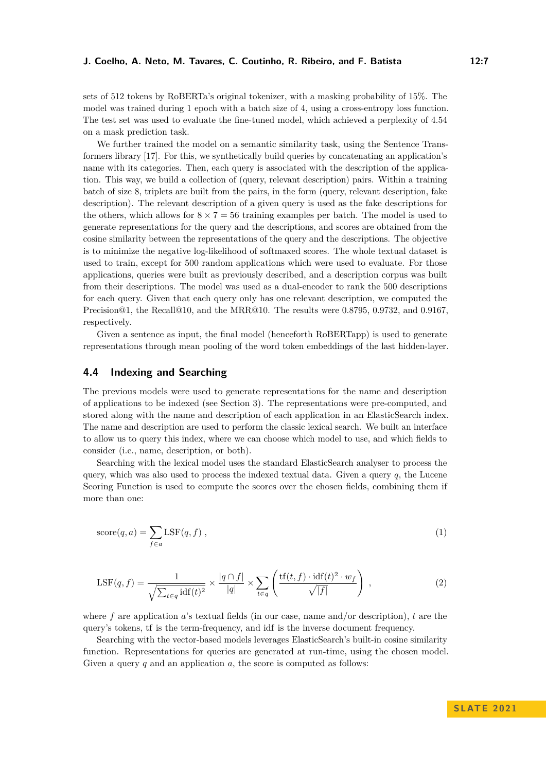sets of 512 tokens by RoBERTa's original tokenizer, with a masking probability of 15%. The model was trained during 1 epoch with a batch size of 4, using a cross-entropy loss function. The test set was used to evaluate the fine-tuned model, which achieved a perplexity of 4.54 on a mask prediction task.

We further trained the model on a semantic similarity task, using the Sentence Transformers library [17]. For this, we synthetically build queries by concatenating an application's name with its categories. Then, each query is associated with the description of the application. This way, we build a collection of (query, relevant description) pairs. Within a training batch of size 8, triplets are built from the pairs, in the form (query, relevant description, fake description). The relevant description of a given query is used as the fake descriptions for the others, which allows for $8 \times 7 = 56$ training examples per batch. The model is used to generate representations for the query and the descriptions, and scores are obtained from the cosine similarity between the representations of the query and the descriptions. The objective is to minimize the negative log-likelihood of softmaxed scores. The whole textual dataset is used to train, except for 500 random applications which were used to evaluate. For those applications, queries were built as previously described, and a description corpus was built from their descriptions. The model was used as a dual-encoder to rank the 500 descriptions for each query. Given that each query only has one relevant description, we computed the Precision@1, the Recall@10, and the MRR@10. The results were 0.8795, 0.9732, and 0.9167, respectively.

Given a sentence as input, the final model (henceforth RoBERTapp) is used to generate representations through mean pooling of the word token embeddings of the last hidden-layer.

### 4.4 Indexing and Searching

The previous models were used to generate representations for the name and description of applications to be indexed (see Section 3). The representations were pre-computed, and stored along with the name and description of each application in an ElasticSearch index. The name and description are used to perform the classic lexical search. We built an interface to allow us to query this index, where we can choose which model to use, and which fields to consider (i.e., name, description, or both).

Searching with the lexical model uses the standard ElasticSearch analyser to process the query, which was also used to process the indexed textual data. Given a query $q$, the Lucene Scoring Function is used to compute the scores over the chosen fields, combining them if more than one:

$$\text{score}(q, a) = \sum_{f \in a} \text{LSF}(q, f) \;, \tag{1}$$

$$\text{LSF}(q, f) = \frac{1}{\sqrt{\sum_{t \in q} \text{idf}(t)^2}} \times \frac{|q \cap f|}{|q|} \times \sum_{t \in q} \left( \frac{\text{tf}(t, f) \cdot \text{idf}(t)^2 \cdot w_f}{\sqrt{|f|}} \right) \;, \tag{2}$$

where $f$ are application $a$'s textual fields (in our case, name and/or description), $t$ are the query's tokens, tf is the term-frequency, and idf is the inverse document frequency.

Searching with the vector-based models leverages ElasticSearch's built-in cosine similarity function. Representations for queries are generated at run-time, using the chosen model. Given a query $q$ and an application $a$, the score is computed as follows: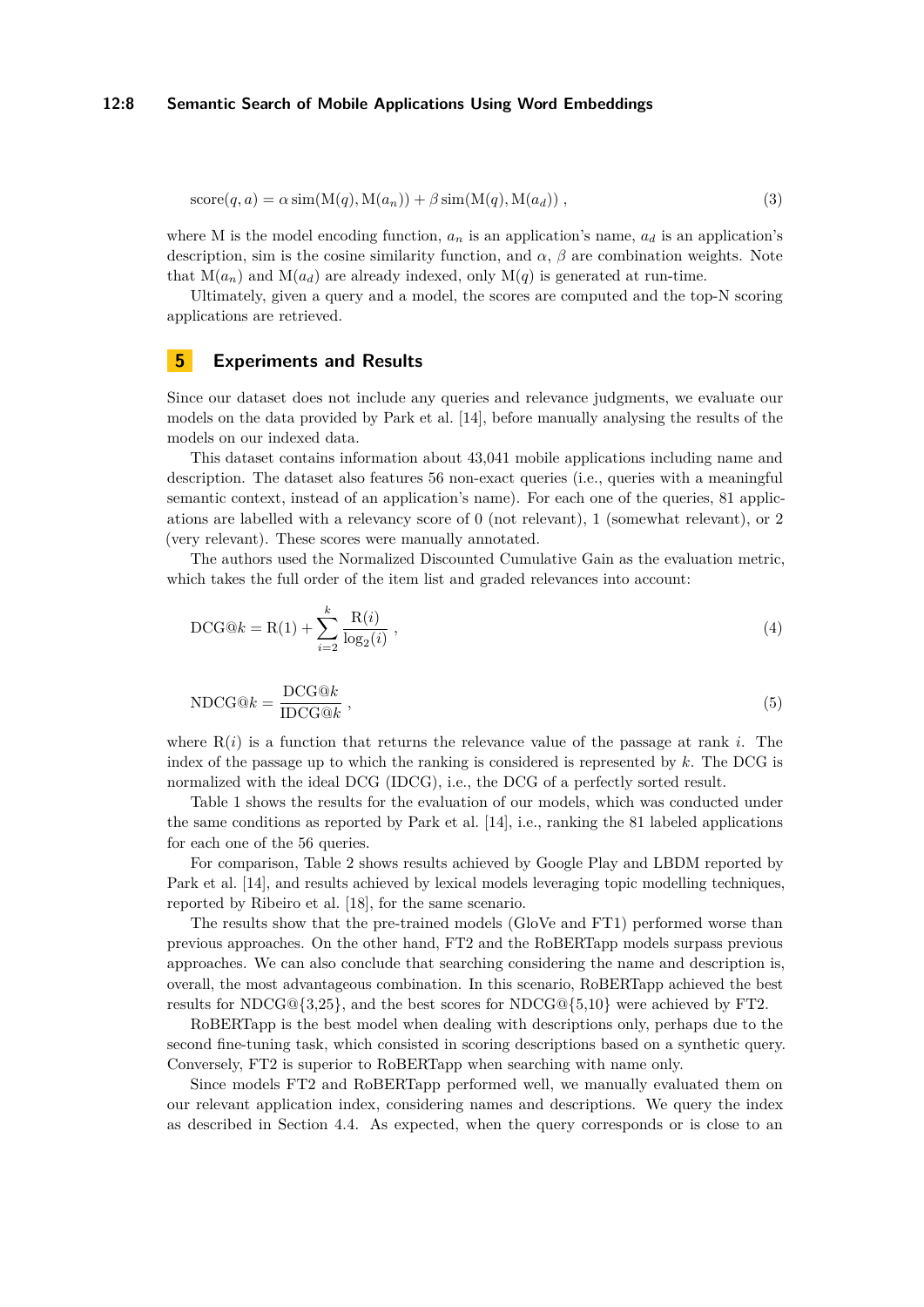$$\text{score}(q, a) = \alpha \, \text{sim}(\text{M}(q), \text{M}(a_n)) + \beta \, \text{sim}(\text{M}(q), \text{M}(a_d)) \,, \tag{3}$$

where M is the model encoding function, $a_n$ is an application's name, $a_d$ is an application's description, sim is the cosine similarity function, and $\alpha$, $\beta$ are combination weights. Note that $\text{M}(a_n)$ and $\text{M}(a_d)$ are already indexed, only $\text{M}(q)$ is generated at run-time.

Ultimately, given a query and a model, the scores are computed and the top-N scoring applications are retrieved.

## 5 Experiments and Results

Since our dataset does not include any queries and relevance judgments, we evaluate our models on the data provided by Park et al. [14], before manually analysing the results of the models on our indexed data.

This dataset contains information about 43,041 mobile applications including name and description. The dataset also features 56 non-exact queries (i.e., queries with a meaningful semantic context, instead of an application's name). For each one of the queries, 81 applications are labelled with a relevancy score of 0 (not relevant), 1 (somewhat relevant), or 2 (very relevant). These scores were manually annotated.

The authors used the Normalized Discounted Cumulative Gain as the evaluation metric, which takes the full order of the item list and graded relevances into account:

$$\text{DCG@}k = \text{R}(1) + \sum_{i=2}^{k} \frac{\text{R}(i)}{\log_2(i)} \,, \tag{4}$$

$$\text{NDCG@}k = \frac{\text{DCG@}k}{\text{IDCG@}k} \,, \tag{5}$$

where $\text{R}(i)$ is a function that returns the relevance value of the passage at rank $i$. The index of the passage up to which the ranking is considered is represented by $k$. The DCG is normalized with the ideal DCG (IDCG), i.e., the DCG of a perfectly sorted result.

Table 1 shows the results for the evaluation of our models, which was conducted under the same conditions as reported by Park et al. [14], i.e., ranking the 81 labeled applications for each one of the 56 queries.

For comparison, Table 2 shows results achieved by Google Play and LBDM reported by Park et al. [14], and results achieved by lexical models leveraging topic modelling techniques, reported by Ribeiro et al. [18], for the same scenario.

The results show that the pre-trained models (GloVe and FT1) performed worse than previous approaches. On the other hand, FT2 and the RoBERTapp models surpass previous approaches. We can also conclude that searching considering the name and description is, overall, the most advantageous combination. In this scenario, RoBERTapp achieved the best results for NDCG@{3,25}, and the best scores for NDCG@{5,10} were achieved by FT2.

RoBERTapp is the best model when dealing with descriptions only, perhaps due to the second fine-tuning task, which consisted in scoring descriptions based on a synthetic query. Conversely, FT2 is superior to RoBERTapp when searching with name only.

Since models FT2 and RoBERTapp performed well, we manually evaluated them on our relevant application index, considering names and descriptions. We query the index as described in Section 4.4. As expected, when the query corresponds or is close to an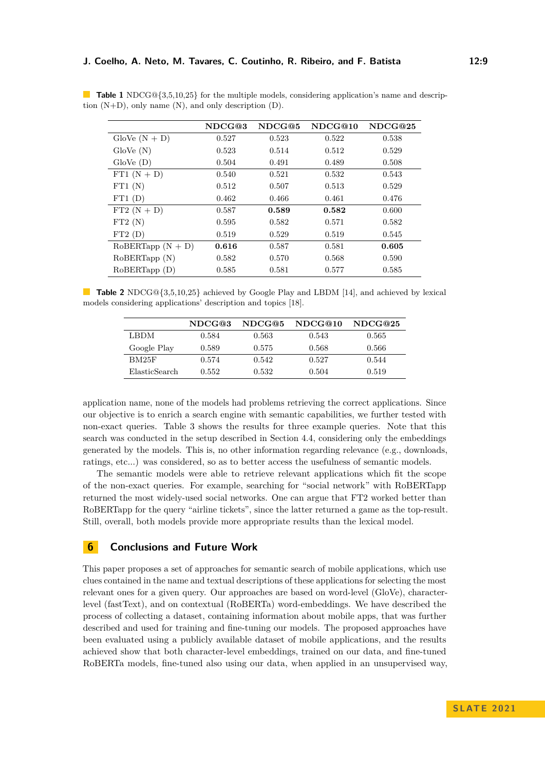**Table 1** NDCG@{3,5,10,25} for the multiple models, considering application's name and description (N+D), only name (N), and only description (D).

| | NDCG@3 | NDCG@5 | NDCG@10 | NDCG@25 |
|---|---|---|---|---|
| GloVe (N + D) | 0.527 | 0.523 | 0.522 | 0.538 |
| GloVe (N) | 0.523 | 0.514 | 0.512 | 0.529 |
| GloVe (D) | 0.504 | 0.491 | 0.489 | 0.508 |
| FT1 (N + D) | 0.540 | 0.521 | 0.532 | 0.543 |
| FT1 (N) | 0.512 | 0.507 | 0.513 | 0.529 |
| FT1 (D) | 0.462 | 0.466 | 0.461 | 0.476 |
| FT2 (N + D) | 0.587 | **0.589** | **0.582** | 0.600 |
| FT2 (N) | 0.595 | 0.582 | 0.571 | 0.582 |
| FT2 (D) | 0.519 | 0.529 | 0.519 | 0.545 |
| RoBERTapp (N + D) | **0.616** | 0.587 | 0.581 | **0.605** |
| RoBERTapp (N) | 0.582 | 0.570 | 0.568 | 0.590 |
| RoBERTapp (D) | 0.585 | 0.581 | 0.577 | 0.585 |

**Table 2** NDCG@{3,5,10,25} achieved by Google Play and LBDM [14], and achieved by lexical models considering applications' description and topics [18].

| | NDCG@3 | NDCG@5 | NDCG@10 | NDCG@25 |
|---|---|---|---|---|
| LBDM | 0.584 | 0.563 | 0.543 | 0.565 |
| Google Play | 0.589 | 0.575 | 0.568 | 0.566 |
| BM25F | 0.574 | 0.542 | 0.527 | 0.544 |
| ElasticSearch | 0.552 | 0.532 | 0.504 | 0.519 |

application name, none of the models had problems retrieving the correct applications. Since our objective is to enrich a search engine with semantic capabilities, we further tested with non-exact queries. Table 3 shows the results for three example queries. Note that this search was conducted in the setup described in Section 4.4, considering only the embeddings generated by the models. This is, no other information regarding relevance (e.g., downloads, ratings, etc...) was considered, so as to better access the usefulness of semantic models.

The semantic models were able to retrieve relevant applications which fit the scope of the non-exact queries. For example, searching for "social network" with RoBERTapp returned the most widely-used social networks. One can argue that FT2 worked better than RoBERTapp for the query "airline tickets", since the latter returned a game as the top-result. Still, overall, both models provide more appropriate results than the lexical model.

## 6 Conclusions and Future Work

This paper proposes a set of approaches for semantic search of mobile applications, which use clues contained in the name and textual descriptions of these applications for selecting the most relevant ones for a given query. Our approaches are based on word-level (GloVe), character-level (fastText), and on contextual (RoBERTa) word-embeddings. We have described the process of collecting a dataset, containing information about mobile apps, that was further described and used for training and fine-tuning our models. The proposed approaches have been evaluated using a publicly available dataset of mobile applications, and the results achieved show that both character-level embeddings, trained on our data, and fine-tuned RoBERTa models, fine-tuned also using our data, when applied in an unsupervised way,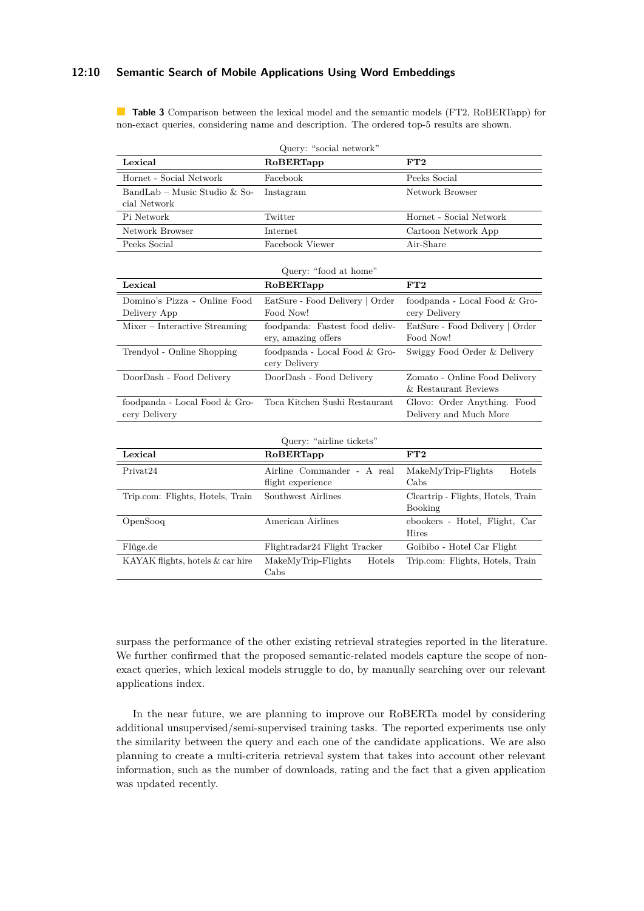**Table 3** Comparison between the lexical model and the semantic models (FT2, RoBERTapp) for non-exact queries, considering name and description. The ordered top-5 results are shown.

Query: "social network"

| **Lexical** | **RoBERTapp** | **FT2** |
|---|---|---|
| Hornet - Social Network | Facebook | Peeks Social |
| BandLab – Music Studio & Social Network | Instagram | Network Browser |
| Pi Network | Twitter | Hornet - Social Network |
| Network Browser | Internet | Cartoon Network App |
| Peeks Social | Facebook Viewer | Air-Share |

Query: "food at home"

| **Lexical** | **RoBERTapp** | **FT2** |
|---|---|---|
| Domino's Pizza - Online Food Delivery App | EatSure - Food Delivery \| Order Food Now! | foodpanda - Local Food & Grocery Delivery |
| Mixer – Interactive Streaming | foodpanda: Fastest food delivery, amazing offers | EatSure - Food Delivery \| Order Food Now! |
| Trendyol - Online Shopping | foodpanda - Local Food & Grocery Delivery | Swiggy Food Order & Delivery |
| DoorDash - Food Delivery | DoorDash - Food Delivery | Zomato - Online Food Delivery & Restaurant Reviews |
| foodpanda - Local Food & Grocery Delivery | Toca Kitchen Sushi Restaurant | Glovo: Order Anything. Food Delivery and Much More |

Query: "airline tickets"

| **Lexical** | **RoBERTapp** | **FT2** |
|---|---|---|
| Privat24 | Airline Commander - A real flight experience | MakeMyTrip-Flights Hotels Cabs |
| Trip.com: Flights, Hotels, Train | Southwest Airlines | Cleartrip - Flights, Hotels, Train Booking |
| OpenSooq | American Airlines | ebookers - Hotel, Flight, Car Hires |
| Flüge.de | Flightradar24 Flight Tracker | Goibibo - Hotel Car Flight |
| KAYAK flights, hotels & car hire | MakeMyTrip-Flights Hotels Cabs | Trip.com: Flights, Hotels, Train |

surpass the performance of the other existing retrieval strategies reported in the literature. We further confirmed that the proposed semantic-related models capture the scope of non-exact queries, which lexical models struggle to do, by manually searching over our relevant applications index.

In the near future, we are planning to improve our RoBERTa model by considering additional unsupervised/semi-supervised training tasks. The reported experiments use only the similarity between the query and each one of the candidate applications. We are also planning to create a multi-criteria retrieval system that takes into account other relevant information, such as the number of downloads, rating and the fact that a given application was updated recently.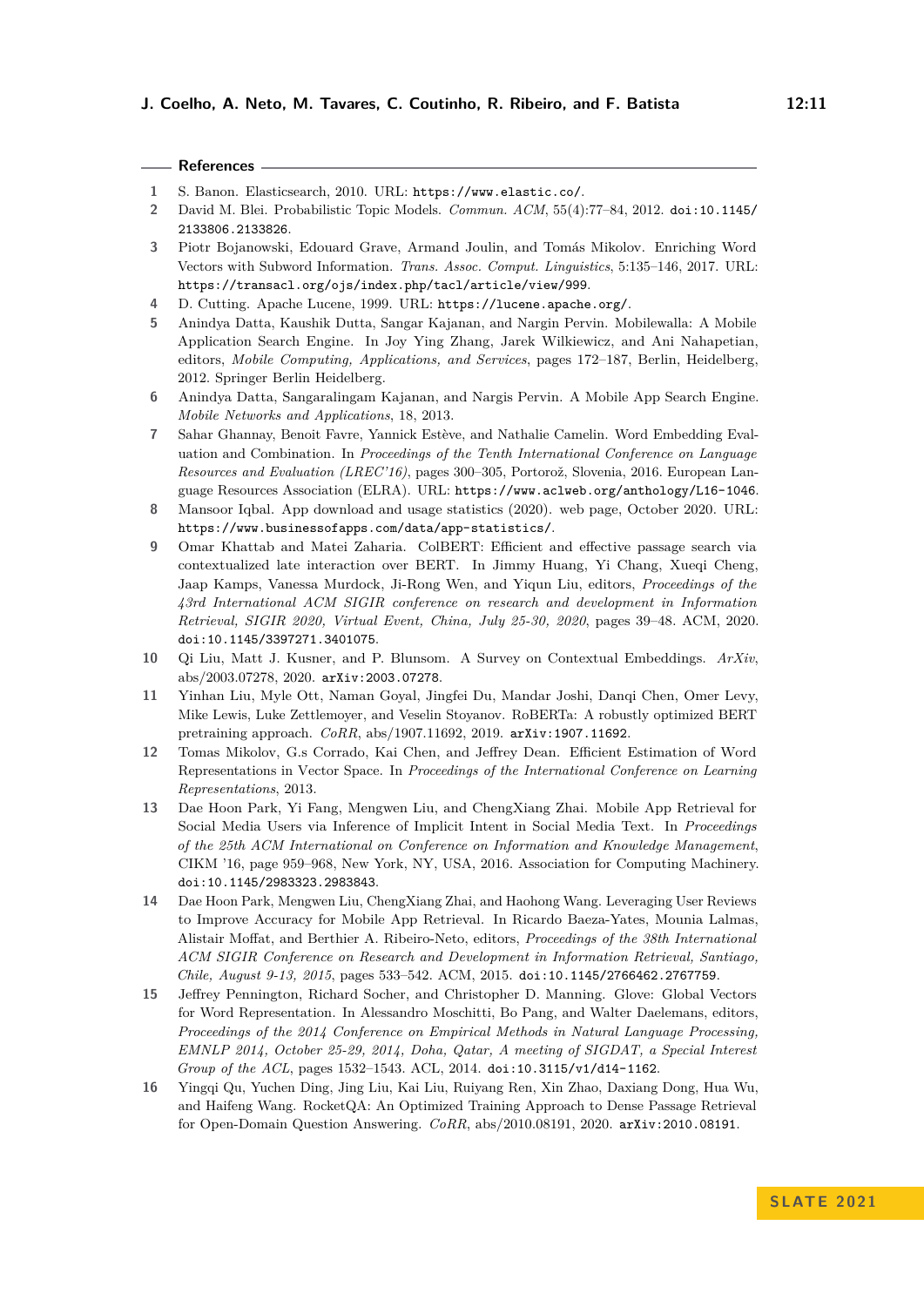## References

1. S. Banon. Elasticsearch, 2010. URL: https://www.elastic.co/.
2. David M. Blei. Probabilistic Topic Models. *Commun. ACM*, 55(4):77–84, 2012. doi:10.1145/2133806.2133826.
3. Piotr Bojanowski, Edouard Grave, Armand Joulin, and Tomás Mikolov. Enriching Word Vectors with Subword Information. *Trans. Assoc. Comput. Linguistics*, 5:135–146, 2017. URL: https://transacl.org/ojs/index.php/tacl/article/view/999.
4. D. Cutting. Apache Lucene, 1999. URL: https://lucene.apache.org/.
5. Anindya Datta, Kaushik Dutta, Sangar Kajanan, and Nargin Pervin. Mobilewalla: A Mobile Application Search Engine. In Joy Ying Zhang, Jarek Wilkiewicz, and Ani Nahapetian, editors, *Mobile Computing, Applications, and Services*, pages 172–187, Berlin, Heidelberg, 2012. Springer Berlin Heidelberg.
6. Anindya Datta, Sangaralingam Kajanan, and Nargis Pervin. A Mobile App Search Engine. *Mobile Networks and Applications*, 18, 2013.
7. Sahar Ghannay, Benoit Favre, Yannick Estève, and Nathalie Camelin. Word Embedding Evaluation and Combination. In *Proceedings of the Tenth International Conference on Language Resources and Evaluation (LREC'16)*, pages 300–305, Portorož, Slovenia, 2016. European Language Resources Association (ELRA). URL: https://www.aclweb.org/anthology/L16-1046.
8. Mansoor Iqbal. App download and usage statistics (2020). web page, October 2020. URL: https://www.businessofapps.com/data/app-statistics/.
9. Omar Khattab and Matei Zaharia. ColBERT: Efficient and effective passage search via contextualized late interaction over BERT. In Jimmy Huang, Yi Chang, Xueqi Cheng, Jaap Kamps, Vanessa Murdock, Ji-Rong Wen, and Yiqun Liu, editors, *Proceedings of the 43rd International ACM SIGIR conference on research and development in Information Retrieval, SIGIR 2020, Virtual Event, China, July 25-30, 2020*, pages 39–48. ACM, 2020. doi:10.1145/3397271.3401075.
10. Qi Liu, Matt J. Kusner, and P. Blunsom. A Survey on Contextual Embeddings. *ArXiv*, abs/2003.07278, 2020. arXiv:2003.07278.
11. Yinhan Liu, Myle Ott, Naman Goyal, Jingfei Du, Mandar Joshi, Danqi Chen, Omer Levy, Mike Lewis, Luke Zettlemoyer, and Veselin Stoyanov. RoBERTa: A robustly optimized BERT pretraining approach. *CoRR*, abs/1907.11692, 2019. arXiv:1907.11692.
12. Tomas Mikolov, G.s Corrado, Kai Chen, and Jeffrey Dean. Efficient Estimation of Word Representations in Vector Space. In *Proceedings of the International Conference on Learning Representations*, 2013.
13. Dae Hoon Park, Yi Fang, Mengwen Liu, and ChengXiang Zhai. Mobile App Retrieval for Social Media Users via Inference of Implicit Intent in Social Media Text. In *Proceedings of the 25th ACM International on Conference on Information and Knowledge Management*, CIKM '16, page 959–968, New York, NY, USA, 2016. Association for Computing Machinery. doi:10.1145/2983323.2983843.
14. Dae Hoon Park, Mengwen Liu, ChengXiang Zhai, and Haohong Wang. Leveraging User Reviews to Improve Accuracy for Mobile App Retrieval. In Ricardo Baeza-Yates, Mounia Lalmas, Alistair Moffat, and Berthier A. Ribeiro-Neto, editors, *Proceedings of the 38th International ACM SIGIR Conference on Research and Development in Information Retrieval, Santiago, Chile, August 9-13, 2015*, pages 533–542. ACM, 2015. doi:10.1145/2766462.2767759.
15. Jeffrey Pennington, Richard Socher, and Christopher D. Manning. Glove: Global Vectors for Word Representation. In Alessandro Moschitti, Bo Pang, and Walter Daelemans, editors, *Proceedings of the 2014 Conference on Empirical Methods in Natural Language Processing, EMNLP 2014, October 25-29, 2014, Doha, Qatar, A meeting of SIGDAT, a Special Interest Group of the ACL*, pages 1532–1543. ACL, 2014. doi:10.3115/v1/d14-1162.
16. Yingqi Qu, Yuchen Ding, Jing Liu, Kai Liu, Ruiyang Ren, Xin Zhao, Daxiang Dong, Hua Wu, and Haifeng Wang. RocketQA: An Optimized Training Approach to Dense Passage Retrieval for Open-Domain Question Answering. *CoRR*, abs/2010.08191, 2020. arXiv:2010.08191.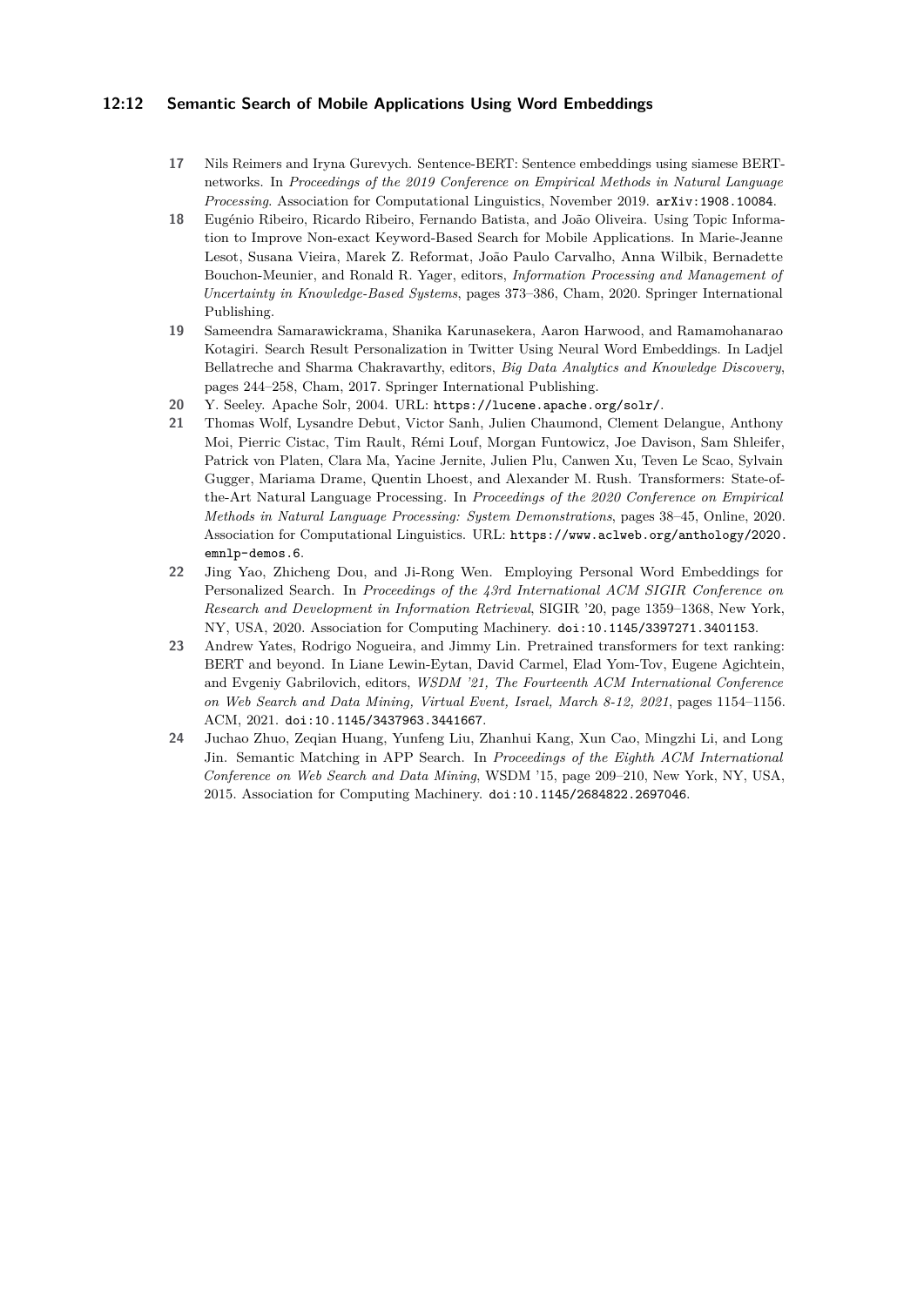17 Nils Reimers and Iryna Gurevych. Sentence-BERT: Sentence embeddings using siamese BERT-networks. In *Proceedings of the 2019 Conference on Empirical Methods in Natural Language Processing*. Association for Computational Linguistics, November 2019. arXiv:1908.10084.

18 Eugénio Ribeiro, Ricardo Ribeiro, Fernando Batista, and João Oliveira. Using Topic Information to Improve Non-exact Keyword-Based Search for Mobile Applications. In Marie-Jeanne Lesot, Susana Vieira, Marek Z. Reformat, João Paulo Carvalho, Anna Wilbik, Bernadette Bouchon-Meunier, and Ronald R. Yager, editors, *Information Processing and Management of Uncertainty in Knowledge-Based Systems*, pages 373–386, Cham, 2020. Springer International Publishing.

19 Sameendra Samarawickrama, Shanika Karunasekera, Aaron Harwood, and Ramamohanarao Kotagiri. Search Result Personalization in Twitter Using Neural Word Embeddings. In Ladjel Bellatreche and Sharma Chakravarthy, editors, *Big Data Analytics and Knowledge Discovery*, pages 244–258, Cham, 2017. Springer International Publishing.

20 Y. Seeley. Apache Solr, 2004. URL: https://lucene.apache.org/solr/.

21 Thomas Wolf, Lysandre Debut, Victor Sanh, Julien Chaumond, Clement Delangue, Anthony Moi, Pierric Cistac, Tim Rault, Rémi Louf, Morgan Funtowicz, Joe Davison, Sam Shleifer, Patrick von Platen, Clara Ma, Yacine Jernite, Julien Plu, Canwen Xu, Teven Le Scao, Sylvain Gugger, Mariama Drame, Quentin Lhoest, and Alexander M. Rush. Transformers: State-of-the-Art Natural Language Processing. In *Proceedings of the 2020 Conference on Empirical Methods in Natural Language Processing: System Demonstrations*, pages 38–45, Online, 2020. Association for Computational Linguistics. URL: https://www.aclweb.org/anthology/2020.emnlp-demos.6.

22 Jing Yao, Zhicheng Dou, and Ji-Rong Wen. Employing Personal Word Embeddings for Personalized Search. In *Proceedings of the 43rd International ACM SIGIR Conference on Research and Development in Information Retrieval*, SIGIR '20, page 1359–1368, New York, NY, USA, 2020. Association for Computing Machinery. doi:10.1145/3397271.3401153.

23 Andrew Yates, Rodrigo Nogueira, and Jimmy Lin. Pretrained transformers for text ranking: BERT and beyond. In Liane Lewin-Eytan, David Carmel, Elad Yom-Tov, Eugene Agichtein, and Evgeniy Gabrilovich, editors, *WSDM '21, The Fourteenth ACM International Conference on Web Search and Data Mining, Virtual Event, Israel, March 8-12, 2021*, pages 1154–1156. ACM, 2021. doi:10.1145/3437963.3441667.

24 Juchao Zhuo, Zeqian Huang, Yunfeng Liu, Zhanhui Kang, Xun Cao, Mingzhi Li, and Long Jin. Semantic Matching in APP Search. In *Proceedings of the Eighth ACM International Conference on Web Search and Data Mining*, WSDM '15, page 209–210, New York, NY, USA, 2015. Association for Computing Machinery. doi:10.1145/2684822.2697046.